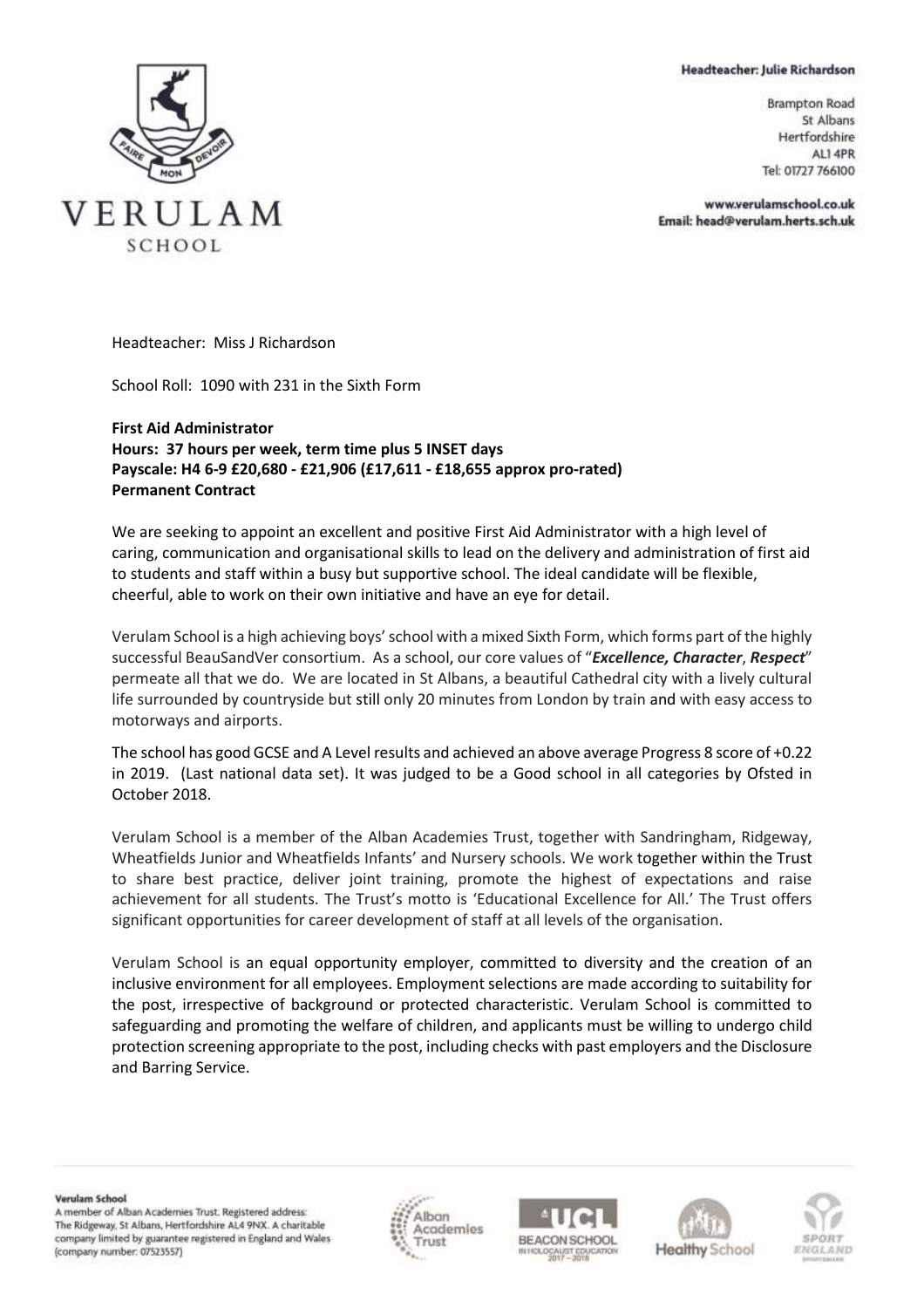Headteacher: Julie Richardson

Brampton Road
St Albans
Hertfordshire
AL1 4PR
Tel: 01727 766100

www.verulamschool.co.uk
Email: head@verulam.herts.sch.uk

VERULAM SCHOOL

Headteacher: Miss J Richardson

School Roll: 1090 with 231 in the Sixth Form

**First Aid Administrator**
**Hours: 37 hours per week, term time plus 5 INSET days**
**Payscale: H4 6-9 £20,680 - £21,906 (£17,611 - £18,655 approx pro-rated)**
**Permanent Contract**

We are seeking to appoint an excellent and positive First Aid Administrator with a high level of caring, communication and organisational skills to lead on the delivery and administration of first aid to students and staff within a busy but supportive school. The ideal candidate will be flexible, cheerful, able to work on their own initiative and have an eye for detail.

Verulam School is a high achieving boys' school with a mixed Sixth Form, which forms part of the highly successful BeauSandVer consortium. As a school, our core values of "***Excellence, Character***, ***Respect***" permeate all that we do. We are located in St Albans, a beautiful Cathedral city with a lively cultural life surrounded by countryside but still only 20 minutes from London by train and with easy access to motorways and airports.

The school has good GCSE and A Level results and achieved an above average Progress 8 score of +0.22 in 2019. (Last national data set). It was judged to be a Good school in all categories by Ofsted in October 2018.

Verulam School is a member of the Alban Academies Trust, together with Sandringham, Ridgeway, Wheatfields Junior and Wheatfields Infants' and Nursery schools. We work together within the Trust to share best practice, deliver joint training, promote the highest of expectations and raise achievement for all students. The Trust's motto is 'Educational Excellence for All.' The Trust offers significant opportunities for career development of staff at all levels of the organisation.

Verulam School is an equal opportunity employer, committed to diversity and the creation of an inclusive environment for all employees. Employment selections are made according to suitability for the post, irrespective of background or protected characteristic. Verulam School is committed to safeguarding and promoting the welfare of children, and applicants must be willing to undergo child protection screening appropriate to the post, including checks with past employers and the Disclosure and Barring Service.

**Verulam School**
A member of Alban Academies Trust. Registered address: The Ridgeway, St Albans, Hertfordshire AL4 9NX. A charitable company limited by guarantee registered in England and Wales (company number: 07523557)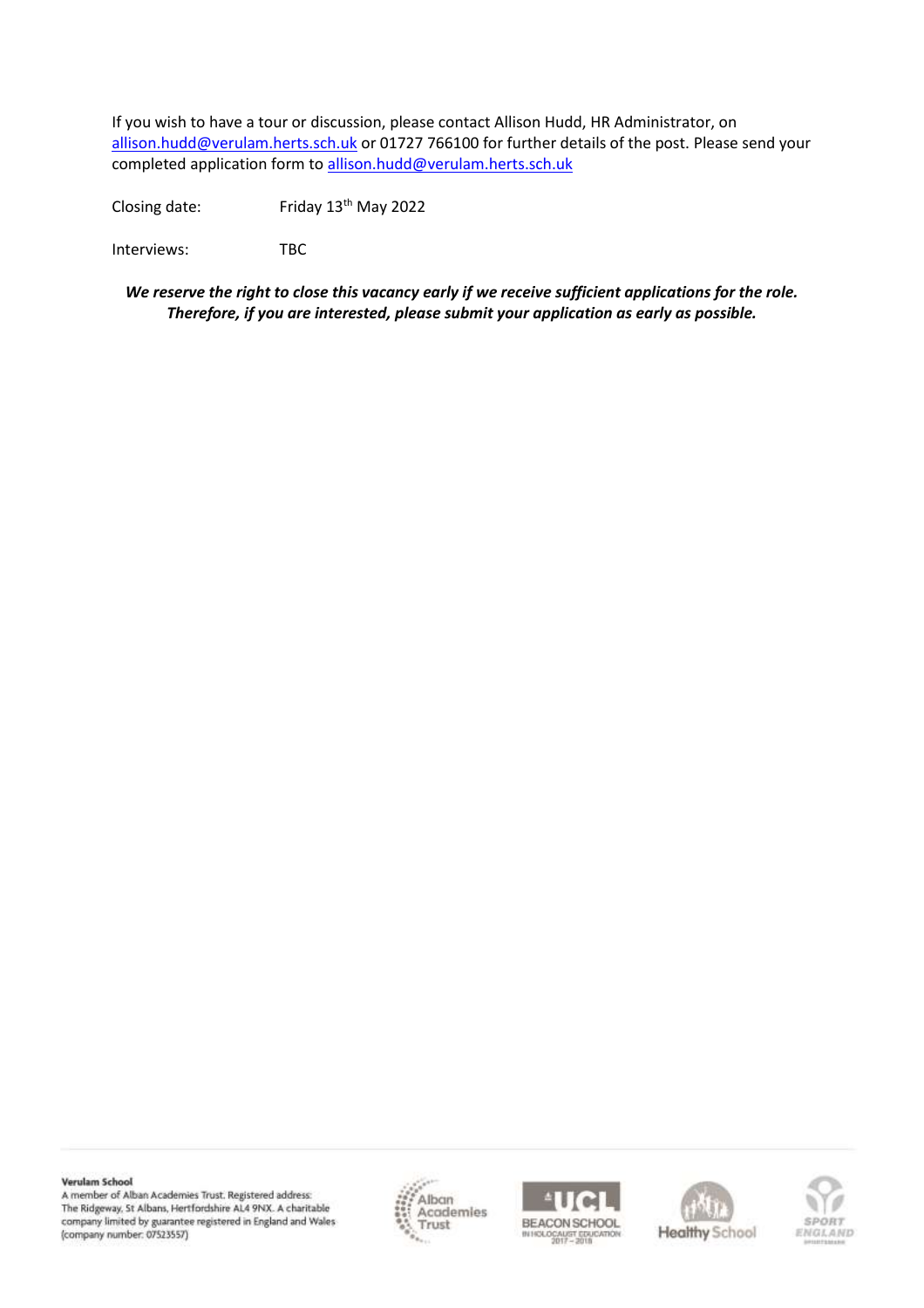If you wish to have a tour or discussion, please contact Allison Hudd, HR Administrator, on allison.hudd@verulam.herts.sch.uk or 01727 766100 for further details of the post. Please send your completed application form to allison.hudd@verulam.herts.sch.uk

Closing date: Friday 13th May 2022

Interviews: TBC

***We reserve the right to close this vacancy early if we receive sufficient applications for the role. Therefore, if you are interested, please submit your application as early as possible.***

**Verulam School**
A member of Alban Academies Trust. Registered address: The Ridgeway, St Albans, Hertfordshire AL4 9NX. A charitable company limited by guarantee registered in England and Wales (company number: 07523557)